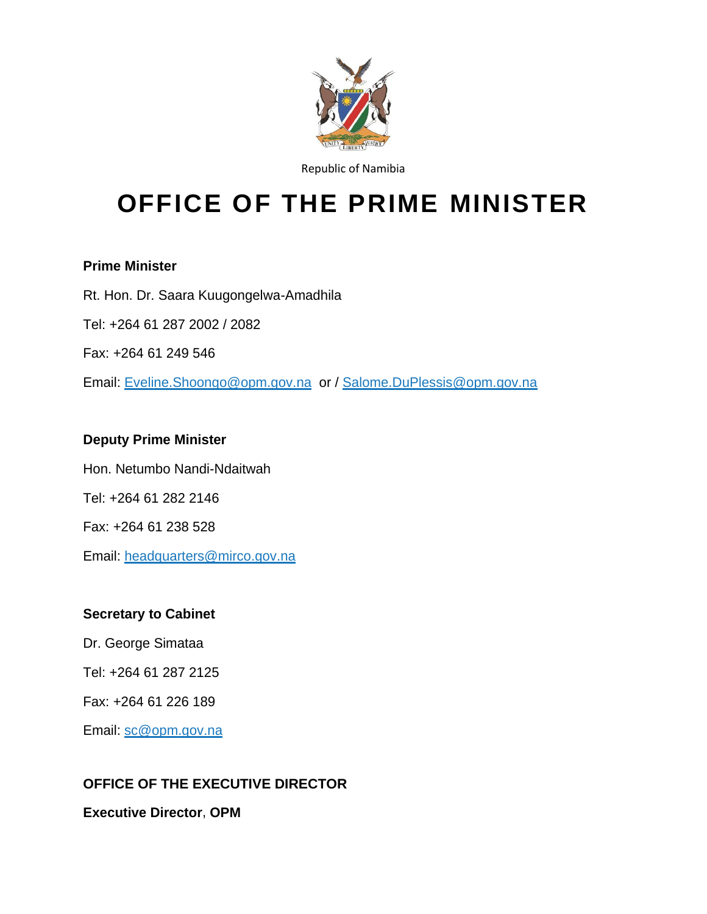Republic of Namibia

# OFFICE OF THE PRIME MINISTER

**Prime Minister**

Rt. Hon. Dr. Saara Kuugongelwa-Amadhila

Tel: +264 61 287 2002 / 2082

Fax: +264 61 249 546

Email: Eveline.Shoongo@opm.gov.na or / Salome.DuPlessis@opm.gov.na

**Deputy Prime Minister**

Hon. Netumbo Nandi-Ndaitwah

Tel: +264 61 282 2146

Fax: +264 61 238 528

Email: headquarters@mirco.gov.na

**Secretary to Cabinet**

Dr. George Simataa

Tel: +264 61 287 2125

Fax: +264 61 226 189

Email: sc@opm.gov.na

**OFFICE OF THE EXECUTIVE DIRECTOR**

**Executive Director**, **OPM**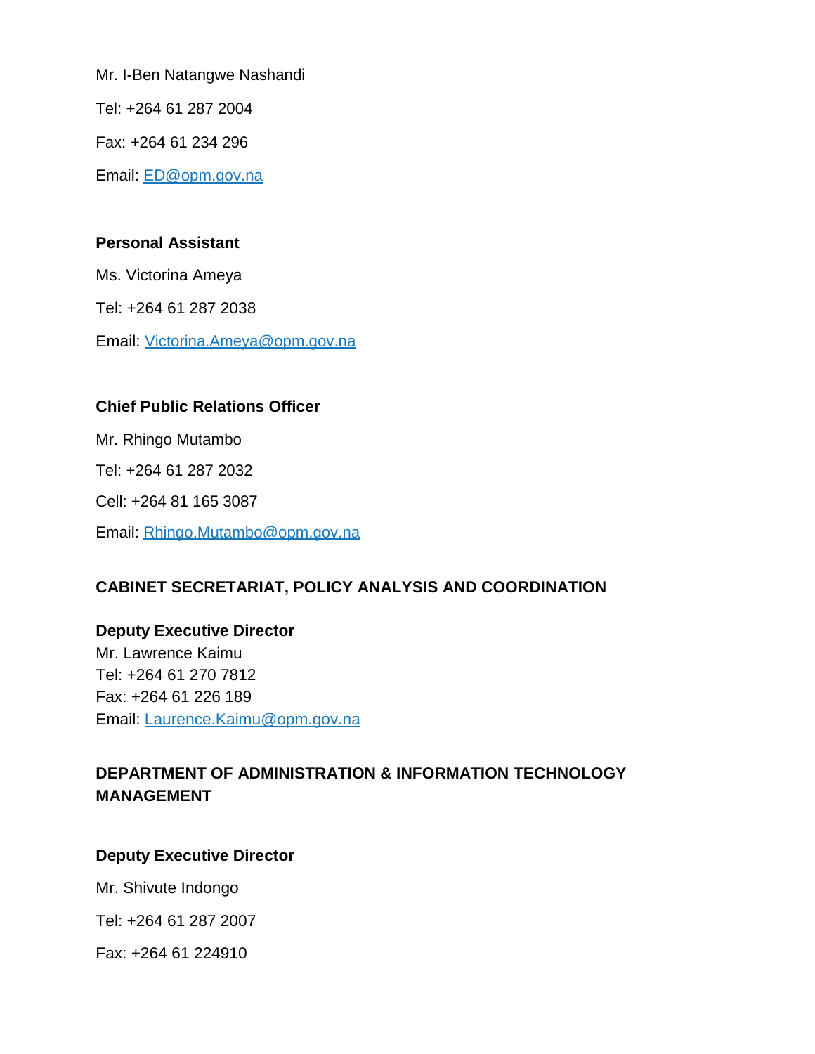Mr. I-Ben Natangwe Nashandi

Tel: +264 61 287 2004

Fax: +264 61 234 296

Email: [ED@opm.gov.na](mailto:ED@opm.gov.na)

**Personal Assistant**

Ms. Victorina Ameya

Tel: +264 61 287 2038

Email: [Victorina.Ameya@opm.gov.na](mailto:Victorina.Ameya@opm.gov.na)

**Chief Public Relations Officer**

Mr. Rhingo Mutambo

Tel: +264 61 287 2032

Cell: +264 81 165 3087

Email: [Rhingo.Mutambo@opm.gov.na](mailto:Rhingo.Mutambo@opm.gov.na)

**CABINET SECRETARIAT, POLICY ANALYSIS AND COORDINATION**

**Deputy Executive Director**
Mr. Lawrence Kaimu
Tel: +264 61 270 7812
Fax: +264 61 226 189
Email: [Laurence.Kaimu@opm.gov.na](mailto:Laurence.Kaimu@opm.gov.na)

**DEPARTMENT OF ADMINISTRATION & INFORMATION TECHNOLOGY MANAGEMENT**

**Deputy Executive Director**

Mr. Shivute Indongo

Tel: +264 61 287 2007

Fax: +264 61 224910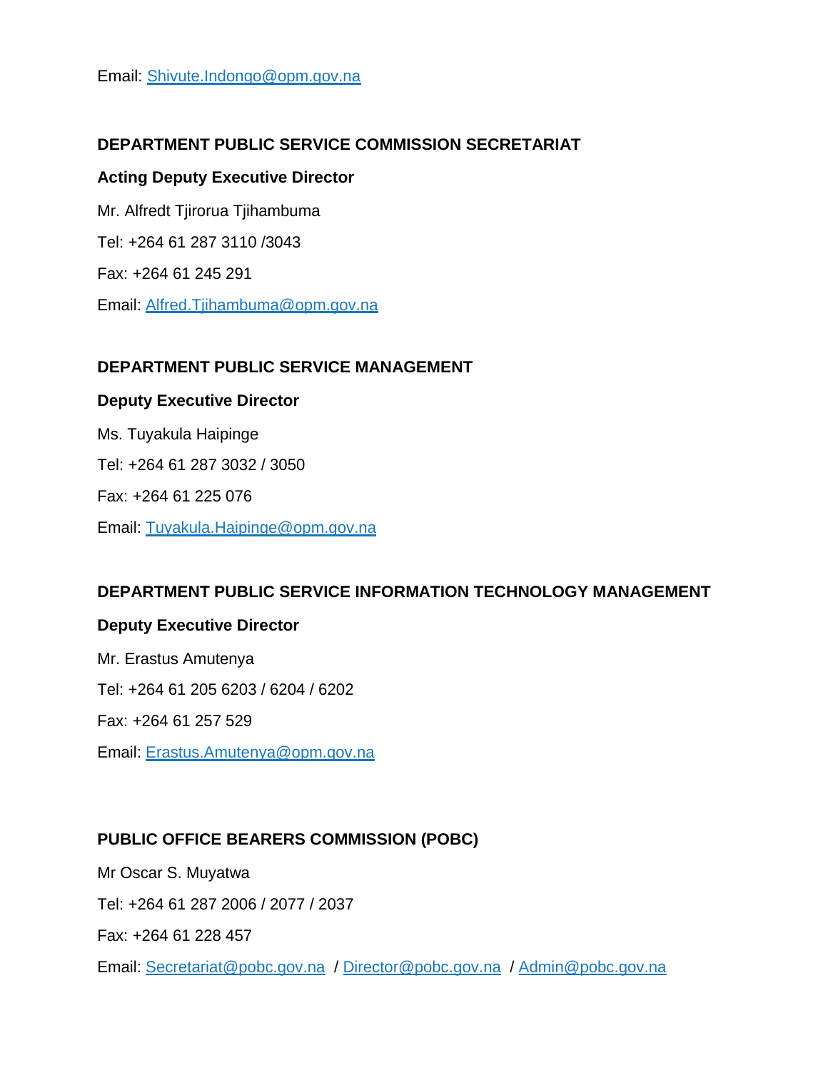Email: Shivute.Indongo@opm.gov.na

## DEPARTMENT PUBLIC SERVICE COMMISSION SECRETARIAT

**Acting Deputy Executive Director**

Mr. Alfredt Tjirorua Tjihambuma

Tel: +264 61 287 3110 /3043

Fax: +264 61 245 291

Email: Alfred.Tjihambuma@opm.gov.na

## DEPARTMENT PUBLIC SERVICE MANAGEMENT

**Deputy Executive Director**

Ms. Tuyakula Haipinge

Tel: +264 61 287 3032 / 3050

Fax: +264 61 225 076

Email: Tuyakula.Haipinge@opm.gov.na

## DEPARTMENT PUBLIC SERVICE INFORMATION TECHNOLOGY MANAGEMENT

**Deputy Executive Director**

Mr. Erastus Amutenya

Tel: +264 61 205 6203 / 6204 / 6202

Fax: +264 61 257 529

Email: Erastus.Amutenya@opm.gov.na

## PUBLIC OFFICE BEARERS COMMISSION (POBC)

Mr Oscar S. Muyatwa

Tel: +264 61 287 2006 / 2077 / 2037

Fax: +264 61 228 457

Email: Secretariat@pobc.gov.na / Director@pobc.gov.na / Admin@pobc.gov.na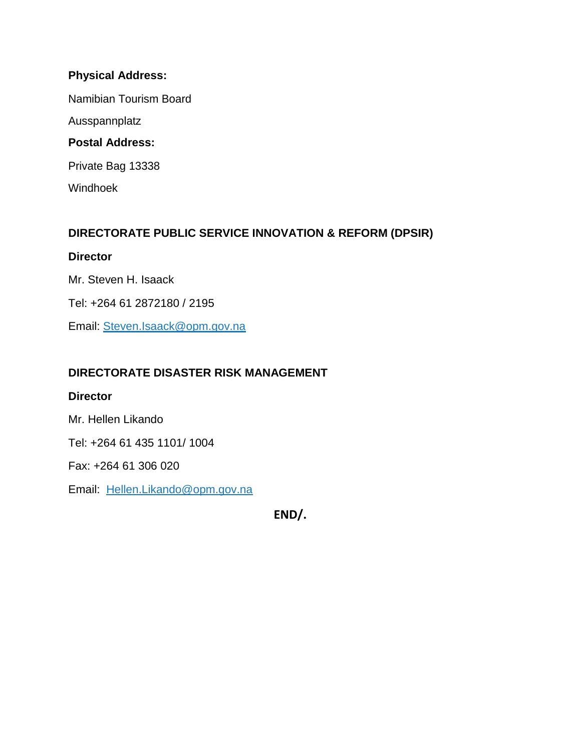**Physical Address:**

Namibian Tourism Board

Ausspannplatz

**Postal Address:**

Private Bag 13338

Windhoek

**DIRECTORATE PUBLIC SERVICE INNOVATION & REFORM (DPSIR)**

**Director**

Mr. Steven H. Isaack

Tel: +264 61 2872180 / 2195

Email: Steven.Isaack@opm.gov.na

**DIRECTORATE DISASTER RISK MANAGEMENT**

**Director**

Mr. Hellen Likando

Tel: +264 61 435 1101/ 1004

Fax: +264 61 306 020

Email: Hellen.Likando@opm.gov.na

**END/.**